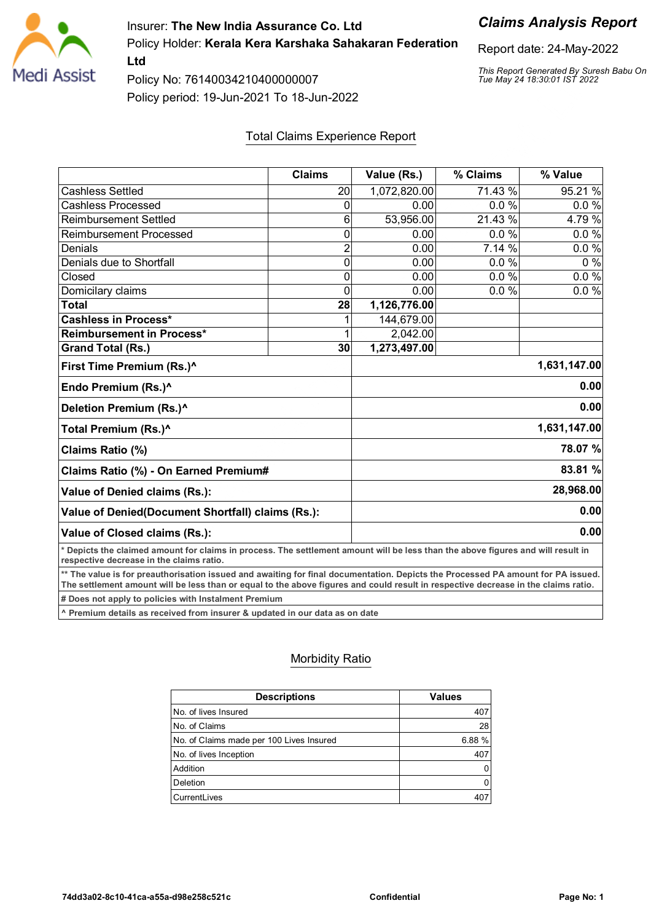Insurer: **The New India Assurance Co. Ltd**

Policy Holder: **Kerala Kera Karshaka Sahakaran Federation Ltd**

Policy No: 76140034210400000007

Policy period: 19-Jun-2021 To 18-Jun-2022

## *Claims Analysis Report*

Report date: 24-May-2022

*This Report Generated By Suresh Babu On Tue May 24 18:30:01 IST 2022*

### Total Claims Experience Report

| | Claims | Value (Rs.) | % Claims | % Value |
|---|---|---|---|---|
| Cashless Settled | 20 | 1,072,820.00 | 71.43 % | 95.21 % |
| Cashless Processed | 0 | 0.00 | 0.0 % | 0.0 % |
| Reimbursement Settled | 6 | 53,956.00 | 21.43 % | 4.79 % |
| Reimbursement Processed | 0 | 0.00 | 0.0 % | 0.0 % |
| Denials | 2 | 0.00 | 7.14 % | 0.0 % |
| Denials due to Shortfall | 0 | 0.00 | 0.0 % | 0 % |
| Closed | 0 | 0.00 | 0.0 % | 0.0 % |
| Domicilary claims | 0 | 0.00 | 0.0 % | 0.0 % |
| **Total** | **28** | **1,126,776.00** | | |
| **Cashless in Process*** | 1 | 144,679.00 | | |
| **Reimbursement in Process*** | 1 | 2,042.00 | | |
| **Grand Total (Rs.)** | **30** | **1,273,497.00** | | |
| **First Time Premium (Rs.)^** | | | | **1,631,147.00** |
| **Endo Premium (Rs.)^** | | | | **0.00** |
| **Deletion Premium (Rs.)^** | | | | **0.00** |
| **Total Premium (Rs.)^** | | | | **1,631,147.00** |
| **Claims Ratio (%)** | | | | **78.07 %** |
| **Claims Ratio (%) - On Earned Premium#** | | | | **83.81 %** |
| **Value of Denied claims (Rs.):** | | | | **28,968.00** |
| **Value of Denied(Document Shortfall) claims (Rs.):** | | | | **0.00** |
| **Value of Closed claims (Rs.):** | | | | **0.00** |

**\* Depicts the claimed amount for claims in process. The settlement amount will be less than the above figures and will result in respective decrease in the claims ratio.**

**\*\* The value is for preauthorisation issued and awaiting for final documentation. Depicts the Processed PA amount for PA issued. The settlement amount will be less than or equal to the above figures and could result in respective decrease in the claims ratio.**

**# Does not apply to policies with Instalment Premium**

**^ Premium details as received from insurer & updated in our data as on date**

### Morbidity Ratio

| Descriptions | Values |
|---|---|
| No. of lives Insured | 407 |
| No. of Claims | 28 |
| No. of Claims made per 100 Lives Insured | 6.88 % |
| No. of lives Inception | 407 |
| Addition | 0 |
| Deletion | 0 |
| CurrentLives | 407 |

74dd3a02-8c10-41ca-a55a-d98e258c521c Confidential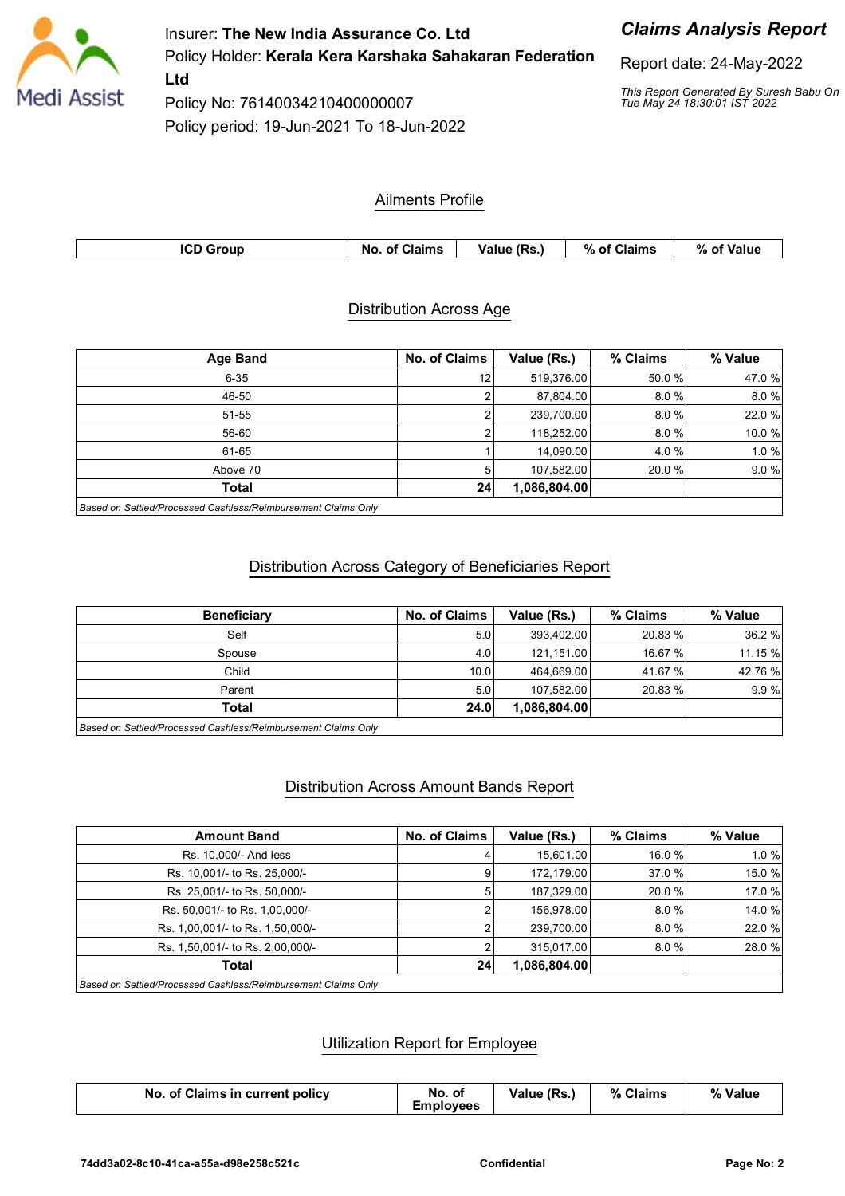Insurer: **The New India Assurance Co. Ltd**
Policy Holder: **Kerala Kera Karshaka Sahakaran Federation Ltd**
Policy No: 76140034210400000007
Policy period: 19-Jun-2021 To 18-Jun-2022

***Claims Analysis Report***

Report date: 24-May-2022

*This Report Generated By Suresh Babu On Tue May 24 18:30:01 IST 2022*

## Ailments Profile

| ICD Group | No. of Claims | Value (Rs.) | % of Claims | % of Value |
|---|---|---|---|---|

## Distribution Across Age

| Age Band | No. of Claims | Value (Rs.) | % Claims | % Value |
|---|---|---|---|---|
| 6-35 | 12 | 519,376.00 | 50.0 % | 47.0 % |
| 46-50 | 2 | 87,804.00 | 8.0 % | 8.0 % |
| 51-55 | 2 | 239,700.00 | 8.0 % | 22.0 % |
| 56-60 | 2 | 118,252.00 | 8.0 % | 10.0 % |
| 61-65 | 1 | 14,090.00 | 4.0 % | 1.0 % |
| Above 70 | 5 | 107,582.00 | 20.0 % | 9.0 % |
| **Total** | **24** | **1,086,804.00** | | |

*Based on Settled/Processed Cashless/Reimbursement Claims Only*

## Distribution Across Category of Beneficiaries Report

| Beneficiary | No. of Claims | Value (Rs.) | % Claims | % Value |
|---|---|---|---|---|
| Self | 5.0 | 393,402.00 | 20.83 % | 36.2 % |
| Spouse | 4.0 | 121,151.00 | 16.67 % | 11.15 % |
| Child | 10.0 | 464,669.00 | 41.67 % | 42.76 % |
| Parent | 5.0 | 107,582.00 | 20.83 % | 9.9 % |
| **Total** | **24.0** | **1,086,804.00** | | |

*Based on Settled/Processed Cashless/Reimbursement Claims Only*

## Distribution Across Amount Bands Report

| Amount Band | No. of Claims | Value (Rs.) | % Claims | % Value |
|---|---|---|---|---|
| Rs. 10,000/- And less | 4 | 15,601.00 | 16.0 % | 1.0 % |
| Rs. 10,001/- to Rs. 25,000/- | 9 | 172,179.00 | 37.0 % | 15.0 % |
| Rs. 25,001/- to Rs. 50,000/- | 5 | 187,329.00 | 20.0 % | 17.0 % |
| Rs. 50,001/- to Rs. 1,00,000/- | 2 | 156,978.00 | 8.0 % | 14.0 % |
| Rs. 1,00,001/- to Rs. 1,50,000/- | 2 | 239,700.00 | 8.0 % | 22.0 % |
| Rs. 1,50,001/- to Rs. 2,00,000/- | 2 | 315,017.00 | 8.0 % | 28.0 % |
| **Total** | **24** | **1,086,804.00** | | |

*Based on Settled/Processed Cashless/Reimbursement Claims Only*

## Utilization Report for Employee

| No. of Claims in current policy | No. of Employees | Value (Rs.) | % Claims | % Value |
|---|---|---|---|---|

74dd3a02-8c10-41ca-a55a-d98e258c521c — Confidential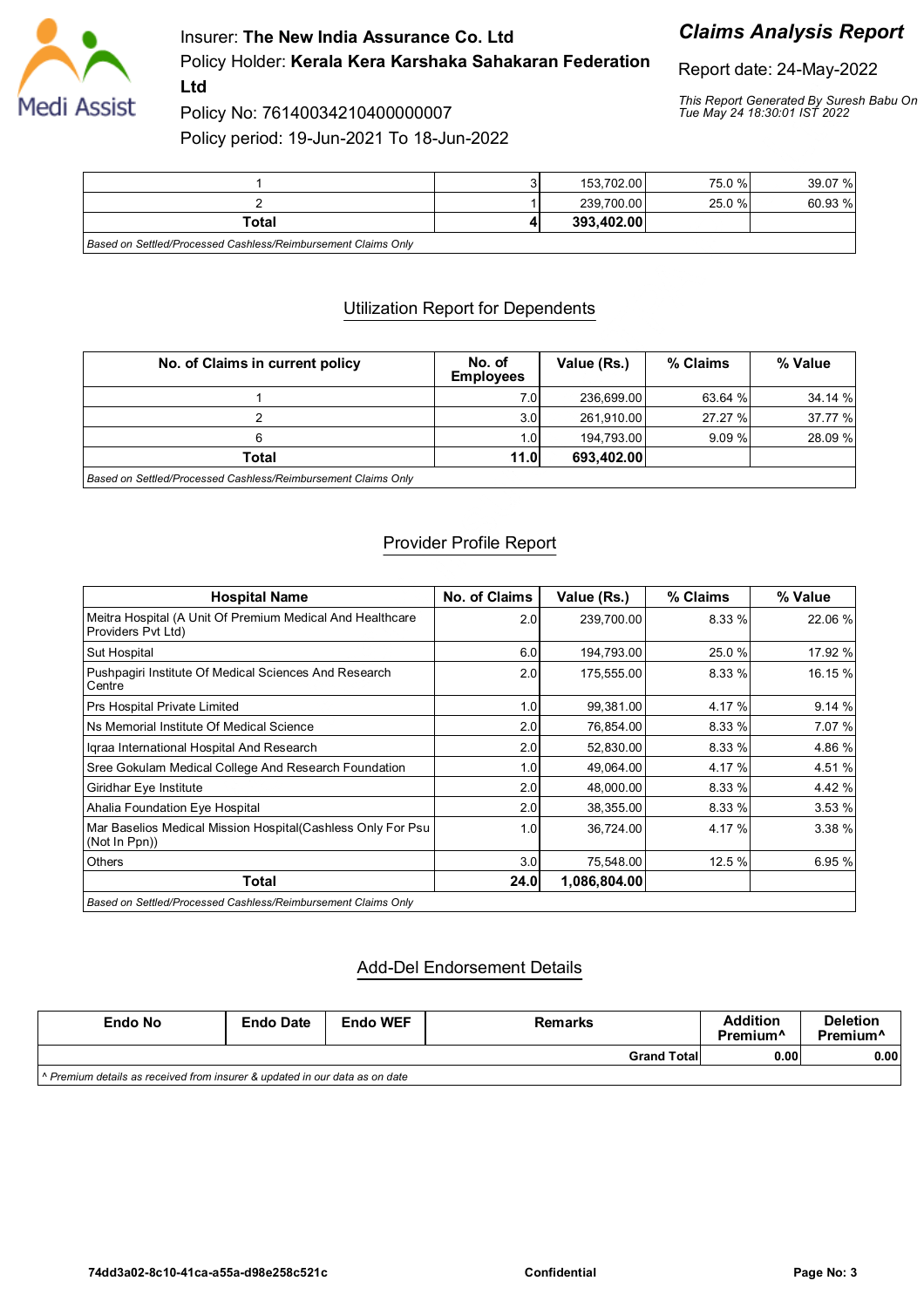Insurer: **The New India Assurance Co. Ltd**
Policy Holder: **Kerala Kera Karshaka Sahakaran Federation Ltd**
Policy No: 76140034210400000007
Policy period: 19-Jun-2021 To 18-Jun-2022

***Claims Analysis Report***

Report date: 24-May-2022

*This Report Generated By Suresh Babu On Tue May 24 18:30:01 IST 2022*

| | | | | |
|---|---|---|---|---|
| 1 | 3 | 153,702.00 | 75.0 % | 39.07 % |
| 2 | 1 | 239,700.00 | 25.0 % | 60.93 % |
| **Total** | **4** | **393,402.00** | | |

*Based on Settled/Processed Cashless/Reimbursement Claims Only*

## Utilization Report for Dependents

| No. of Claims in current policy | No. of Employees | Value (Rs.) | % Claims | % Value |
|---|---|---|---|---|
| 1 | 7.0 | 236,699.00 | 63.64 % | 34.14 % |
| 2 | 3.0 | 261,910.00 | 27.27 % | 37.77 % |
| 6 | 1.0 | 194,793.00 | 9.09 % | 28.09 % |
| **Total** | **11.0** | **693,402.00** | | |

*Based on Settled/Processed Cashless/Reimbursement Claims Only*

## Provider Profile Report

| Hospital Name | No. of Claims | Value (Rs.) | % Claims | % Value |
|---|---|---|---|---|
| Meitra Hospital (A Unit Of Premium Medical And Healthcare Providers Pvt Ltd) | 2.0 | 239,700.00 | 8.33 % | 22.06 % |
| Sut Hospital | 6.0 | 194,793.00 | 25.0 % | 17.92 % |
| Pushpagiri Institute Of Medical Sciences And Research Centre | 2.0 | 175,555.00 | 8.33 % | 16.15 % |
| Prs Hospital Private Limited | 1.0 | 99,381.00 | 4.17 % | 9.14 % |
| Ns Memorial Institute Of Medical Science | 2.0 | 76,854.00 | 8.33 % | 7.07 % |
| Iqraa International Hospital And Research | 2.0 | 52,830.00 | 8.33 % | 4.86 % |
| Sree Gokulam Medical College And Research Foundation | 1.0 | 49,064.00 | 4.17 % | 4.51 % |
| Giridhar Eye Institute | 2.0 | 48,000.00 | 8.33 % | 4.42 % |
| Ahalia Foundation Eye Hospital | 2.0 | 38,355.00 | 8.33 % | 3.53 % |
| Mar Baselios Medical Mission Hospital(Cashless Only For Psu (Not In Ppn)) | 1.0 | 36,724.00 | 4.17 % | 3.38 % |
| Others | 3.0 | 75,548.00 | 12.5 % | 6.95 % |
| **Total** | **24.0** | **1,086,804.00** | | |

*Based on Settled/Processed Cashless/Reimbursement Claims Only*

## Add-Del Endorsement Details

| Endo No | Endo Date | Endo WEF | Remarks | Addition Premium^ | Deletion Premium^ |
|---|---|---|---|---|---|
| | | | **Grand Total** | **0.00** | **0.00** |

*^ Premium details as received from insurer & updated in our data as on date*